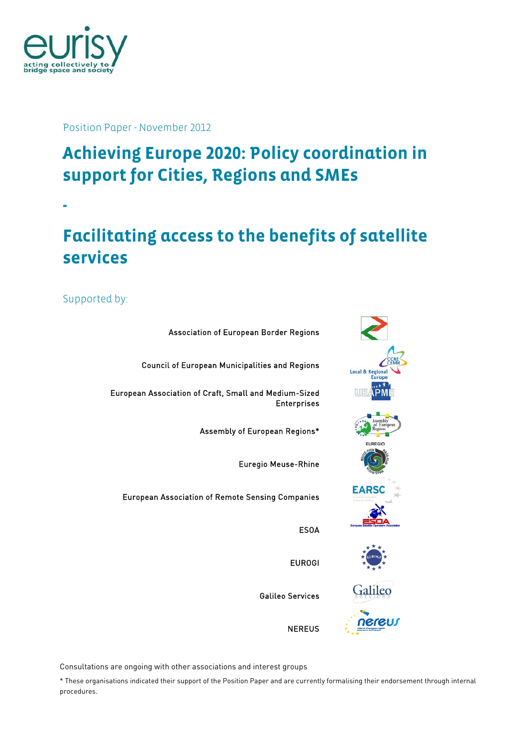Position Paper - November 2012

# Achieving Europe 2020: Policy coordination in support for Cities, Regions and SMEs

-

# Facilitating access to the benefits of satellite services

Supported by:

Association of European Border Regions

Council of European Municipalities and Regions

European Association of Craft, Small and Medium-Sized Enterprises

Assembly of European Regions*

Euregio Meuse-Rhine

European Association of Remote Sensing Companies

ESOA

EUROGI

Galileo Services

NEREUS

Consultations are ongoing with other associations and interest groups

* These organisations indicated their support of the Position Paper and are currently formalising their endorsement through internal procedures.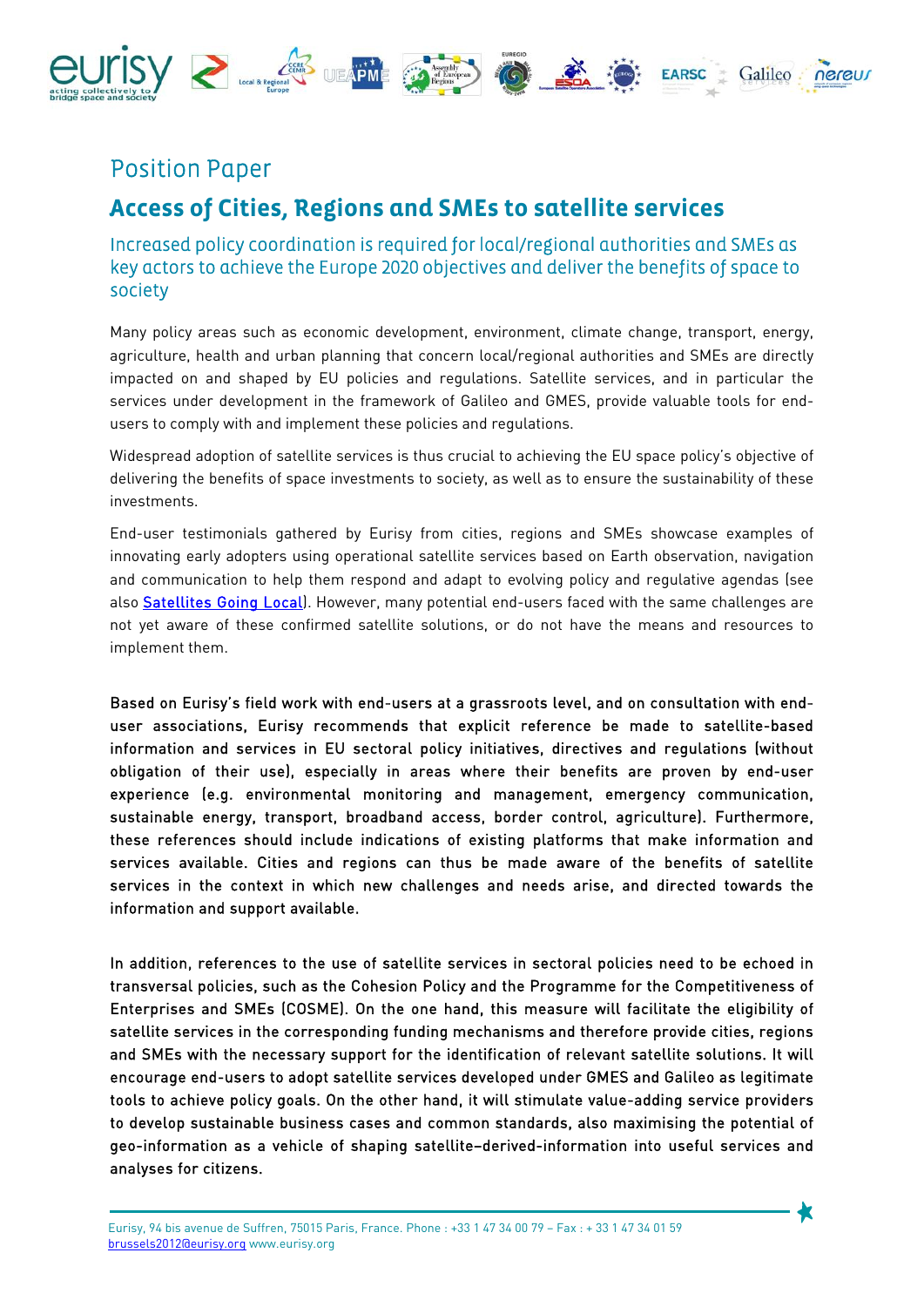# Position Paper

## Access of Cities, Regions and SMEs to satellite services

### Increased policy coordination is required for local/regional authorities and SMEs as key actors to achieve the Europe 2020 objectives and deliver the benefits of space to society

Many policy areas such as economic development, environment, climate change, transport, energy, agriculture, health and urban planning that concern local/regional authorities and SMEs are directly impacted on and shaped by EU policies and regulations. Satellite services, and in particular the services under development in the framework of Galileo and GMES, provide valuable tools for end-users to comply with and implement these policies and regulations.

Widespread adoption of satellite services is thus crucial to achieving the EU space policy's objective of delivering the benefits of space investments to society, as well as to ensure the sustainability of these investments.

End-user testimonials gathered by Eurisy from cities, regions and SMEs showcase examples of innovating early adopters using operational satellite services based on Earth observation, navigation and communication to help them respond and adapt to evolving policy and regulative agendas (see also Satellites Going Local). However, many potential end-users faced with the same challenges are not yet aware of these confirmed satellite solutions, or do not have the means and resources to implement them.

Based on Eurisy's field work with end-users at a grassroots level, and on consultation with end-user associations, Eurisy recommends that explicit reference be made to satellite-based information and services in EU sectoral policy initiatives, directives and regulations (without obligation of their use), especially in areas where their benefits are proven by end-user experience (e.g. environmental monitoring and management, emergency communication, sustainable energy, transport, broadband access, border control, agriculture). Furthermore, these references should include indications of existing platforms that make information and services available. Cities and regions can thus be made aware of the benefits of satellite services in the context in which new challenges and needs arise, and directed towards the information and support available.

In addition, references to the use of satellite services in sectoral policies need to be echoed in transversal policies, such as the Cohesion Policy and the Programme for the Competitiveness of Enterprises and SMEs (COSME). On the one hand, this measure will facilitate the eligibility of satellite services in the corresponding funding mechanisms and therefore provide cities, regions and SMEs with the necessary support for the identification of relevant satellite solutions. It will encourage end-users to adopt satellite services developed under GMES and Galileo as legitimate tools to achieve policy goals. On the other hand, it will stimulate value-adding service providers to develop sustainable business cases and common standards, also maximising the potential of geo-information as a vehicle of shaping satellite–derived-information into useful services and analyses for citizens.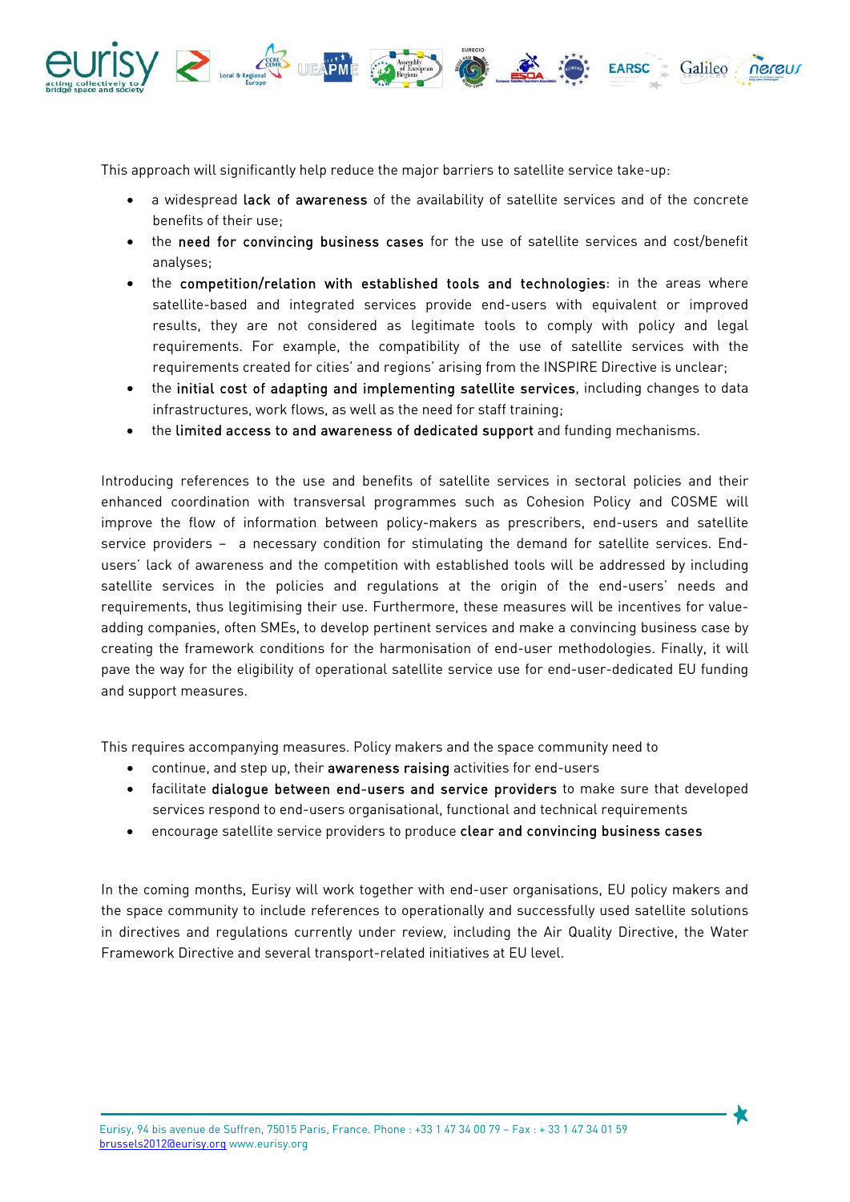This approach will significantly help reduce the major barriers to satellite service take-up:

- a widespread **lack of awareness** of the availability of satellite services and of the concrete benefits of their use;
- the **need for convincing business cases** for the use of satellite services and cost/benefit analyses;
- the **competition/relation with established tools and technologies**: in the areas where satellite-based and integrated services provide end-users with equivalent or improved results, they are not considered as legitimate tools to comply with policy and legal requirements. For example, the compatibility of the use of satellite services with the requirements created for cities' and regions' arising from the INSPIRE Directive is unclear;
- the **initial cost of adapting and implementing satellite services**, including changes to data infrastructures, work flows, as well as the need for staff training;
- the **limited access to and awareness of dedicated support** and funding mechanisms.

Introducing references to the use and benefits of satellite services in sectoral policies and their enhanced coordination with transversal programmes such as Cohesion Policy and COSME will improve the flow of information between policy-makers as prescribers, end-users and satellite service providers – a necessary condition for stimulating the demand for satellite services. End-users' lack of awareness and the competition with established tools will be addressed by including satellite services in the policies and regulations at the origin of the end-users' needs and requirements, thus legitimising their use. Furthermore, these measures will be incentives for value-adding companies, often SMEs, to develop pertinent services and make a convincing business case by creating the framework conditions for the harmonisation of end-user methodologies. Finally, it will pave the way for the eligibility of operational satellite service use for end-user-dedicated EU funding and support measures.

This requires accompanying measures. Policy makers and the space community need to

- continue, and step up, their **awareness raising** activities for end-users
- facilitate **dialogue between end-users and service providers** to make sure that developed services respond to end-users organisational, functional and technical requirements
- encourage satellite service providers to produce **clear and convincing business cases**

In the coming months, Eurisy will work together with end-user organisations, EU policy makers and the space community to include references to operationally and successfully used satellite solutions in directives and regulations currently under review, including the Air Quality Directive, the Water Framework Directive and several transport-related initiatives at EU level.

Eurisy, 94 bis avenue de Suffren, 75015 Paris, France. Phone : +33 1 47 34 00 79 – Fax : + 33 1 47 34 01 59
brussels2012@eurisy.org www.eurisy.org